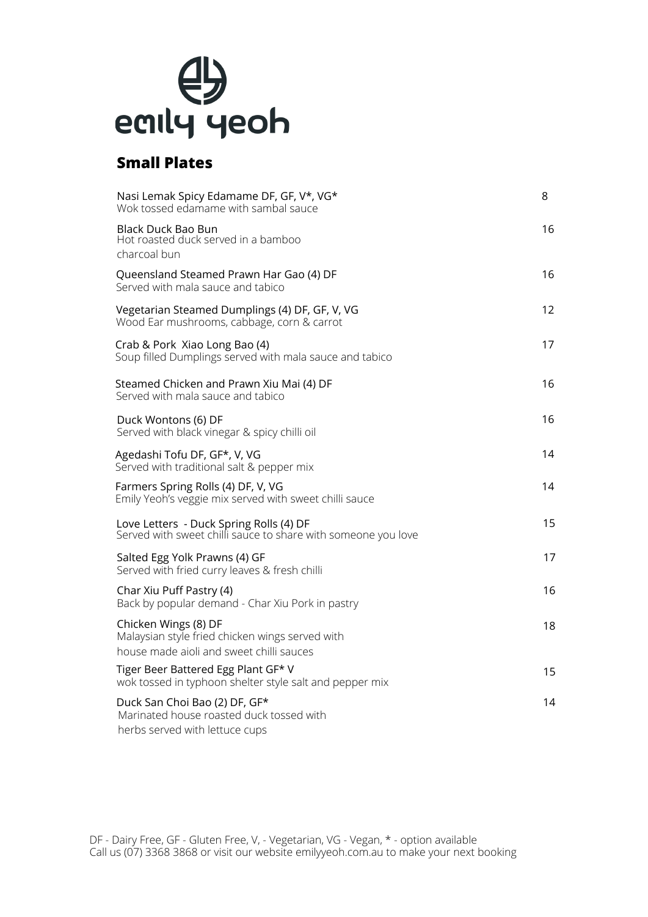# emily yeoh

## Small Plates

| Item | Price |
| --- | --- |
| **Nasi Lemak Spicy Edamame DF, GF, V*, VG***<br>Wok tossed edamame with sambal sauce | 8 |
| **Black Duck Bao Bun**<br>Hot roasted duck served in a bamboo charcoal bun | 16 |
| **Queensland Steamed Prawn Har Gao (4) DF**<br>Served with mala sauce and tabico | 16 |
| **Vegetarian Steamed Dumplings (4) DF, GF, V, VG**<br>Wood Ear mushrooms, cabbage, corn & carrot | 12 |
| **Crab & Pork Xiao Long Bao (4)**<br>Soup filled Dumplings served with mala sauce and tabico | 17 |
| **Steamed Chicken and Prawn Xiu Mai (4) DF**<br>Served with mala sauce and tabico | 16 |
| **Duck Wontons (6) DF**<br>Served with black vinegar & spicy chilli oil | 16 |
| **Agedashi Tofu DF, GF*, V, VG**<br>Served with traditional salt & pepper mix | 14 |
| **Farmers Spring Rolls (4) DF, V, VG**<br>Emily Yeoh's veggie mix served with sweet chilli sauce | 14 |
| **Love Letters - Duck Spring Rolls (4) DF**<br>Served with sweet chilli sauce to share with someone you love | 15 |
| **Salted Egg Yolk Prawns (4) GF**<br>Served with fried curry leaves & fresh chilli | 17 |
| **Char Xiu Puff Pastry (4)**<br>Back by popular demand - Char Xiu Pork in pastry | 16 |
| **Chicken Wings (8) DF**<br>Malaysian style fried chicken wings served with house made aioli and sweet chilli sauces | 18 |
| **Tiger Beer Battered Egg Plant GF* V**<br>wok tossed in typhoon shelter style salt and pepper mix | 15 |
| **Duck San Choi Bao (2) DF, GF***<br>Marinated house roasted duck tossed with herbs served with lettuce cups | 14 |

DF - Dairy Free, GF - Gluten Free, V, - Vegetarian, VG - Vegan, * - option available
Call us (07) 3368 3868 or visit our website emilyyeoh.com.au to make your next booking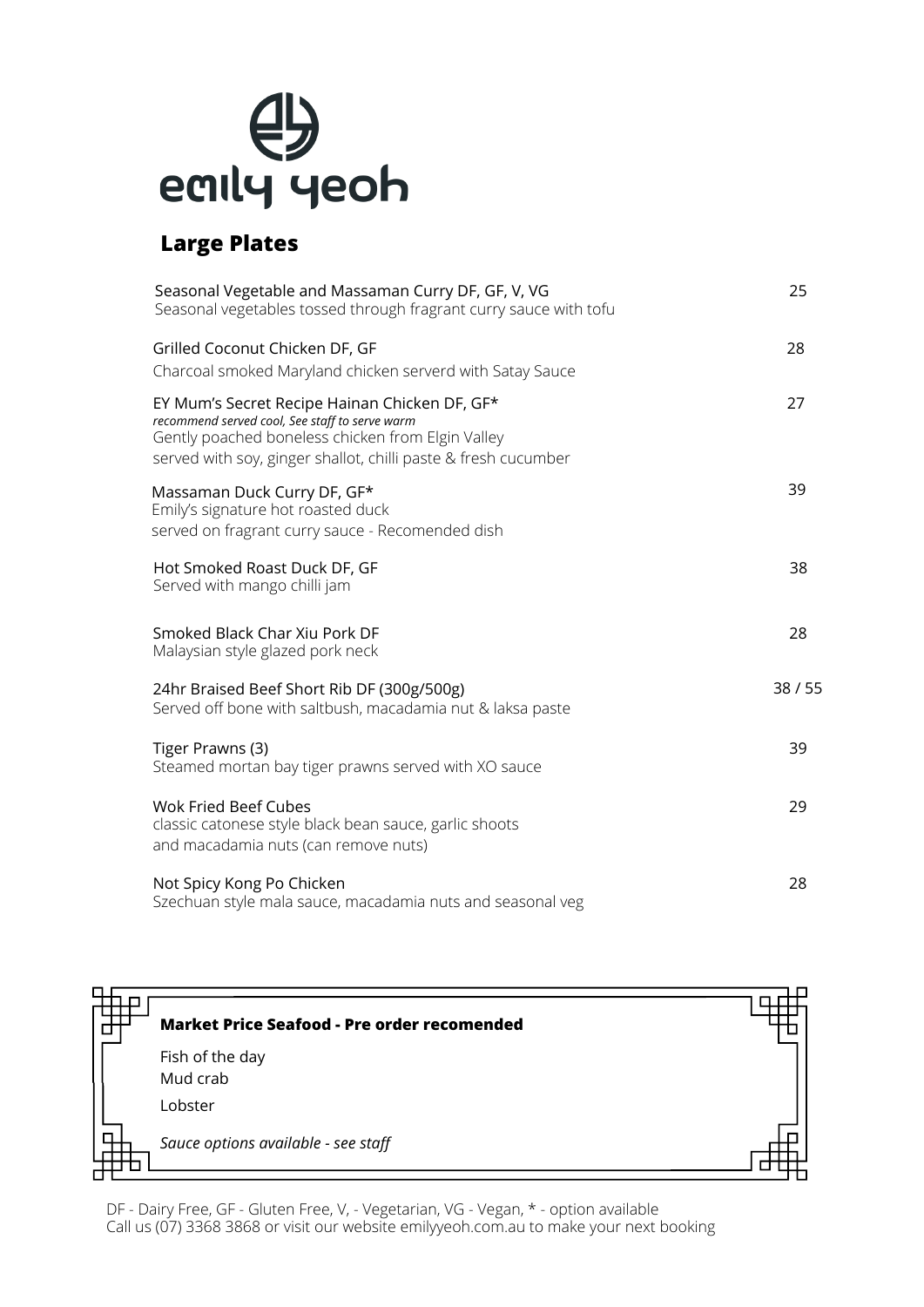# emily yeoh

## Large Plates

| Dish | Price |
|---|---|
| Seasonal Vegetable and Massaman Curry DF, GF, V, VG<br>Seasonal vegetables tossed through fragrant curry sauce with tofu | 25 |
| Grilled Coconut Chicken DF, GF<br>Charcoal smoked Maryland chicken serverd with Satay Sauce | 28 |
| EY Mum's Secret Recipe Hainan Chicken DF, GF*<br>*recommend served cool, See staff to serve warm*<br>Gently poached boneless chicken from Elgin Valley<br>served with soy, ginger shallot, chilli paste & fresh cucumber | 27 |
| Massaman Duck Curry DF, GF*<br>Emily's signature hot roasted duck<br>served on fragrant curry sauce - Recomended dish | 39 |
| Hot Smoked Roast Duck DF, GF<br>Served with mango chilli jam | 38 |
| Smoked Black Char Xiu Pork DF<br>Malaysian style glazed pork neck | 28 |
| 24hr Braised Beef Short Rib DF (300g/500g)<br>Served off bone with saltbush, macadamia nut & laksa paste | 38 / 55 |
| Tiger Prawns (3)<br>Steamed mortan bay tiger prawns served with XO sauce | 39 |
| Wok Fried Beef Cubes<br>classic catonese style black bean sauce, garlic shoots<br>and macadamia nuts (can remove nuts) | 29 |
| Not Spicy Kong Po Chicken<br>Szechuan style mala sauce, macadamia nuts and seasonal veg | 28 |

### Market Price Seafood - Pre order recomended

Fish of the day
Mud crab
Lobster

*Sauce options available - see staff*

DF - Dairy Free, GF - Gluten Free, V, - Vegetarian, VG - Vegan, * - option available
Call us (07) 3368 3868 or visit our website emilyyeoh.com.au to make your next booking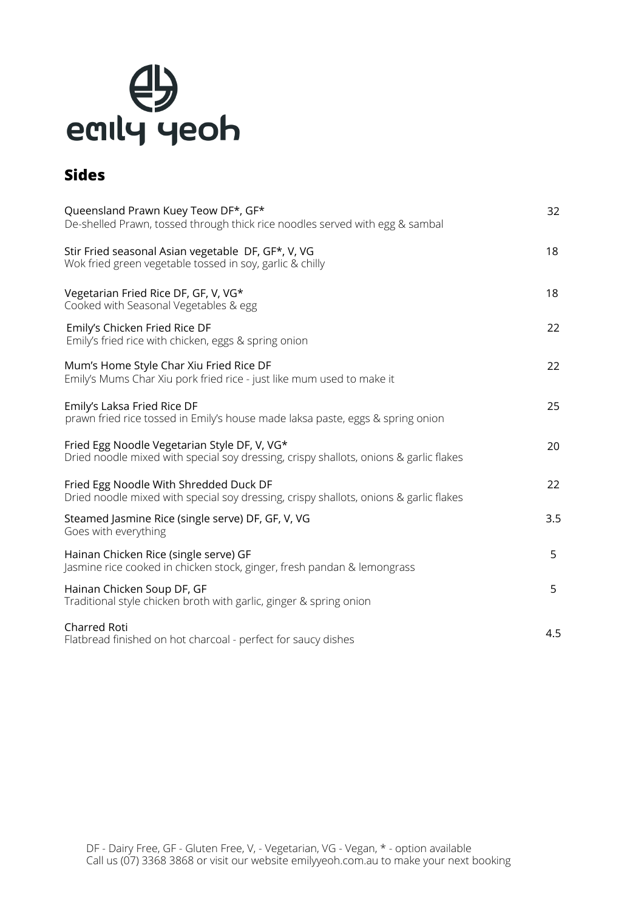# emily yeoh

## Sides

| | |
|---|---|
| Queensland Prawn Kuey Teow DF*, GF*<br>De-shelled Prawn, tossed through thick rice noodles served with egg & sambal | 32 |
| Stir Fried seasonal Asian vegetable DF, GF*, V, VG<br>Wok fried green vegetable tossed in soy, garlic & chilly | 18 |
| Vegetarian Fried Rice DF, GF, V, VG*<br>Cooked with Seasonal Vegetables & egg | 18 |
| Emily's Chicken Fried Rice DF<br>Emily's fried rice with chicken, eggs & spring onion | 22 |
| Mum's Home Style Char Xiu Fried Rice DF<br>Emily's Mums Char Xiu pork fried rice - just like mum used to make it | 22 |
| Emily's Laksa Fried Rice DF<br>prawn fried rice tossed in Emily's house made laksa paste, eggs & spring onion | 25 |
| Fried Egg Noodle Vegetarian Style DF, V, VG*<br>Dried noodle mixed with special soy dressing, crispy shallots, onions & garlic flakes | 20 |
| Fried Egg Noodle With Shredded Duck DF<br>Dried noodle mixed with special soy dressing, crispy shallots, onions & garlic flakes | 22 |
| Steamed Jasmine Rice (single serve) DF, GF, V, VG<br>Goes with everything | 3.5 |
| Hainan Chicken Rice (single serve) GF<br>Jasmine rice cooked in chicken stock, ginger, fresh pandan & lemongrass | 5 |
| Hainan Chicken Soup DF, GF<br>Traditional style chicken broth with garlic, ginger & spring onion | 5 |
| Charred Roti<br>Flatbread finished on hot charcoal - perfect for saucy dishes | 4.5 |

DF - Dairy Free, GF - Gluten Free, V, - Vegetarian, VG - Vegan, * - option available
Call us (07) 3368 3868 or visit our website emilyyeoh.com.au to make your next booking